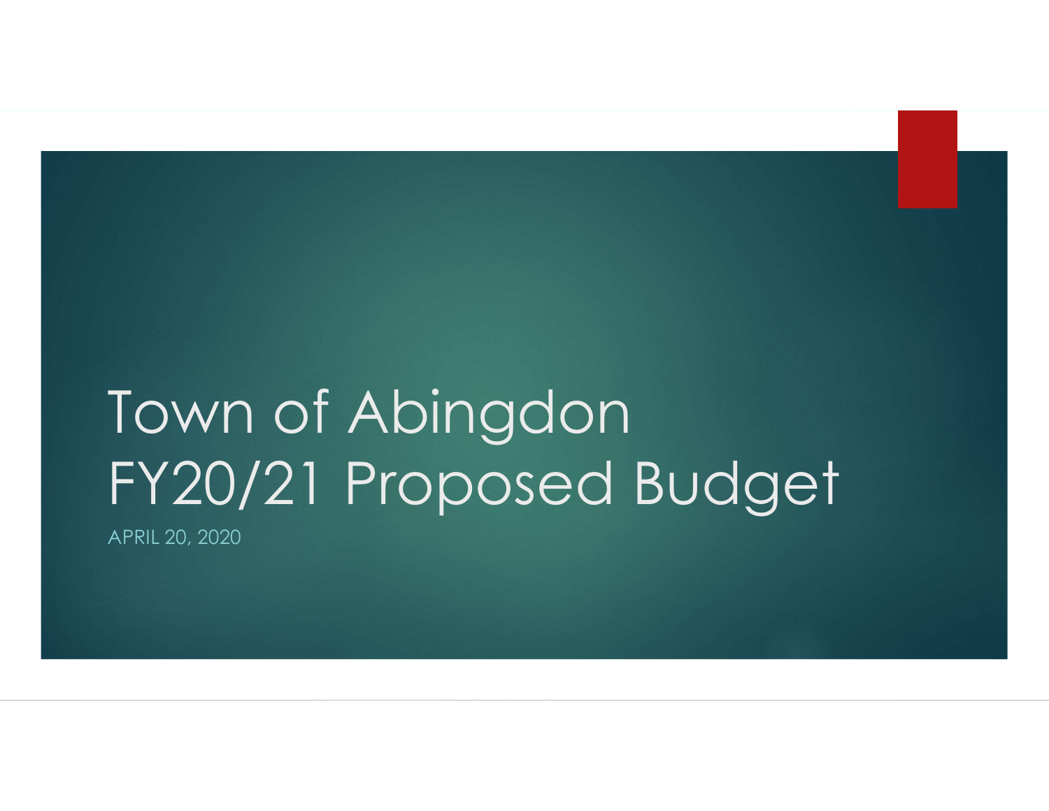# Town of Abingdon FY20/21 Proposed Budget

APRIL 20, 2020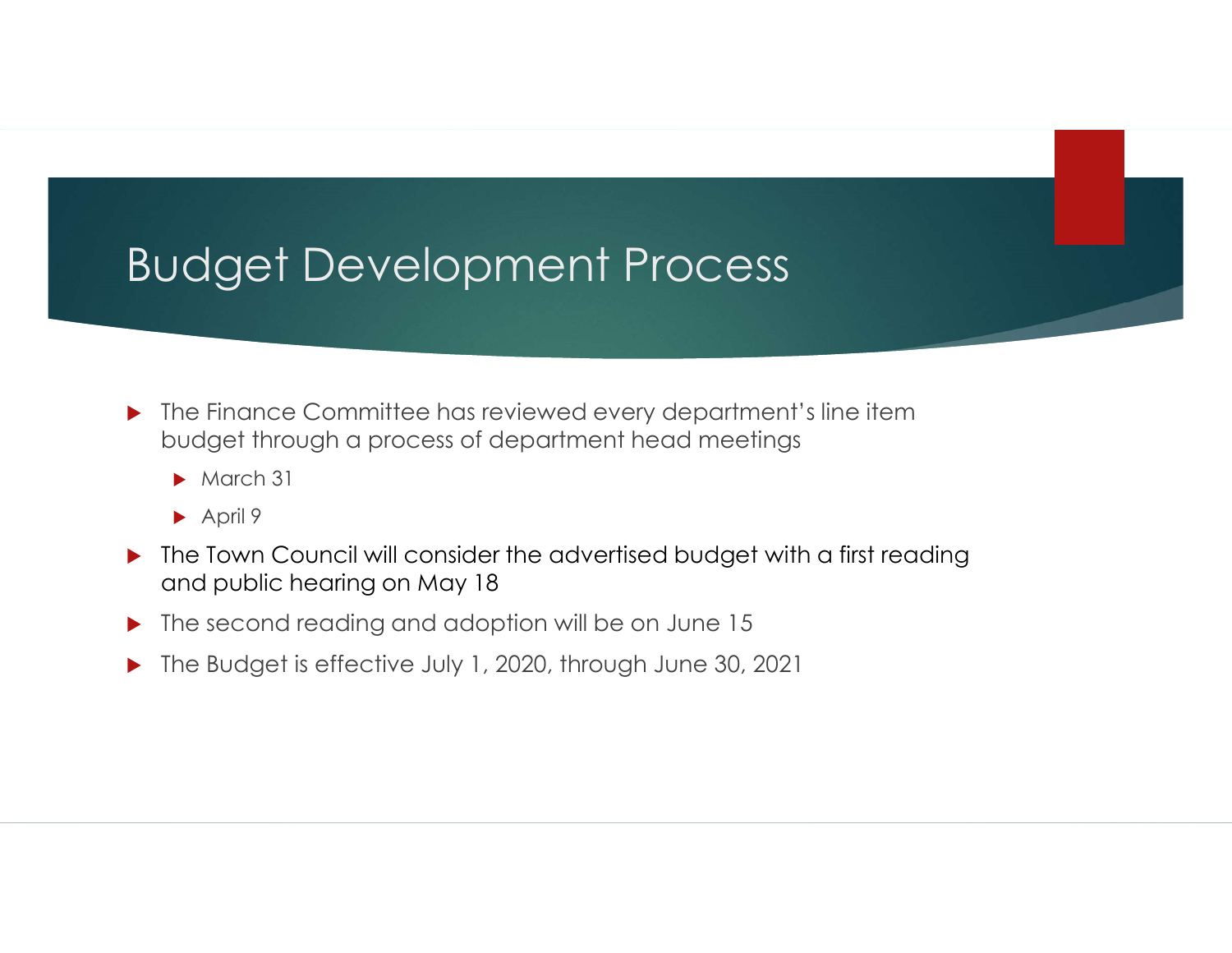# Budget Development Process

- The Finance Committee has reviewed every department's line item budget through a process of department head meetings
  - March 31
  - April 9
- The Town Council will consider the advertised budget with a first reading and public hearing on May 18
- The second reading and adoption will be on June 15
- The Budget is effective July 1, 2020, through June 30, 2021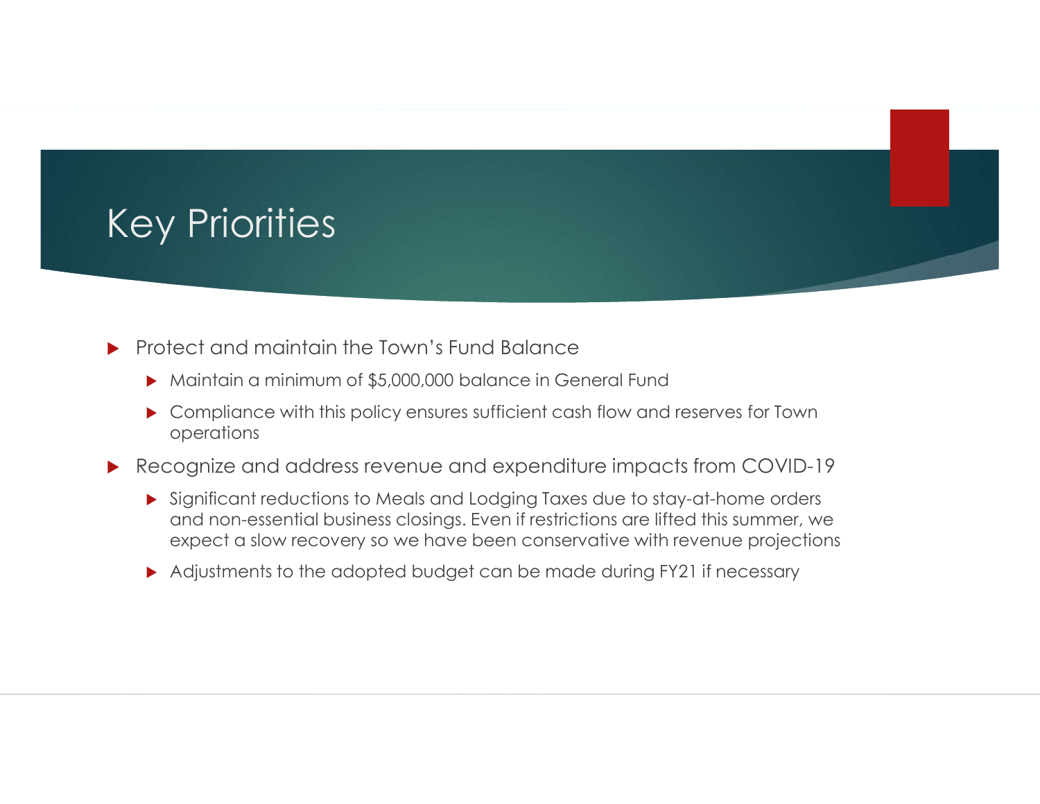# Key Priorities

- Protect and maintain the Town's Fund Balance
  - Maintain a minimum of $5,000,000 balance in General Fund
  - Compliance with this policy ensures sufficient cash flow and reserves for Town operations
- Recognize and address revenue and expenditure impacts from COVID-19
  - Significant reductions to Meals and Lodging Taxes due to stay-at-home orders and non-essential business closings. Even if restrictions are lifted this summer, we expect a slow recovery so we have been conservative with revenue projections
  - Adjustments to the adopted budget can be made during FY21 if necessary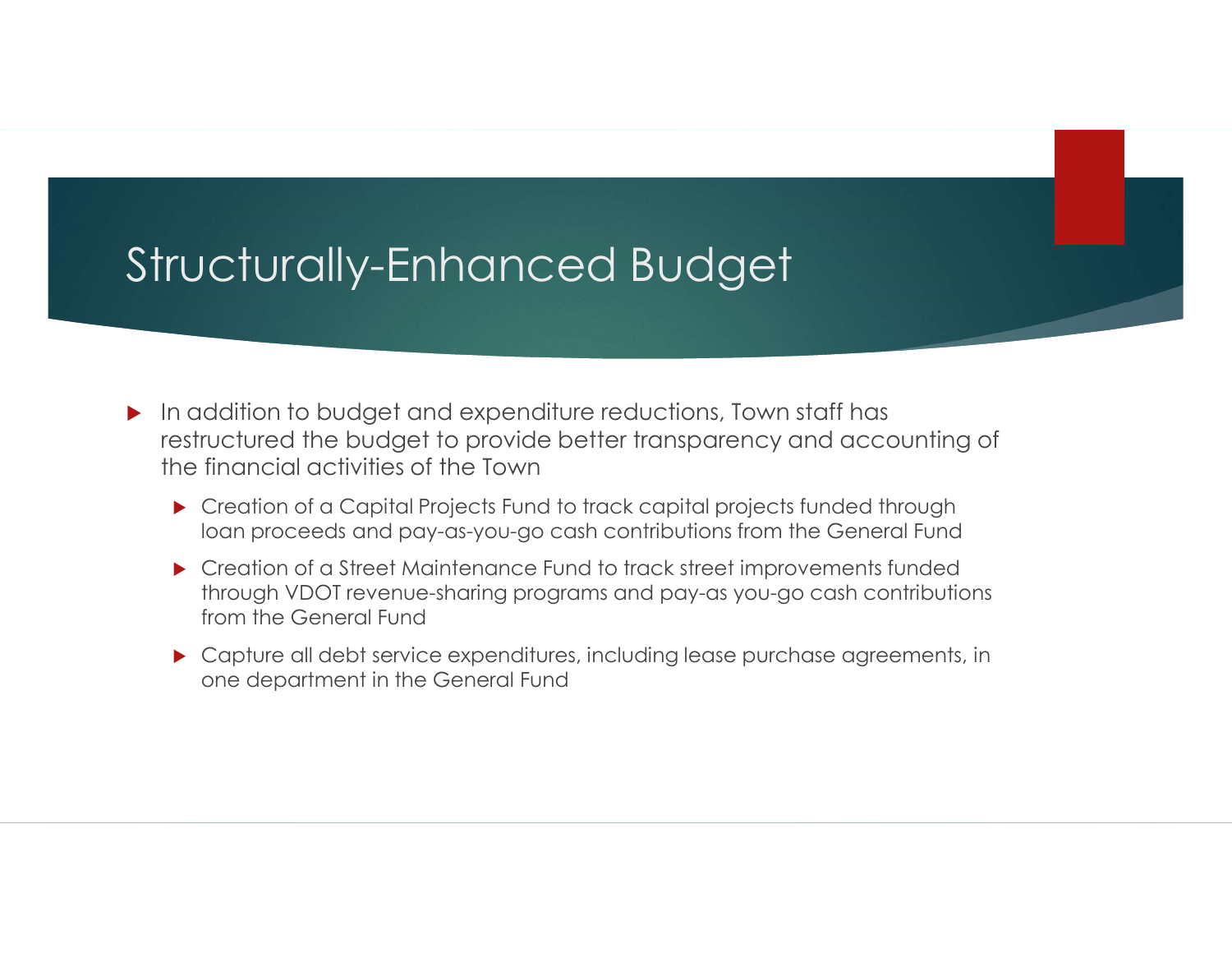# Structurally-Enhanced Budget

- In addition to budget and expenditure reductions, Town staff has restructured the budget to provide better transparency and accounting of the financial activities of the Town
  - Creation of a Capital Projects Fund to track capital projects funded through loan proceeds and pay-as-you-go cash contributions from the General Fund
  - Creation of a Street Maintenance Fund to track street improvements funded through VDOT revenue-sharing programs and pay-as you-go cash contributions from the General Fund
  - Capture all debt service expenditures, including lease purchase agreements, in one department in the General Fund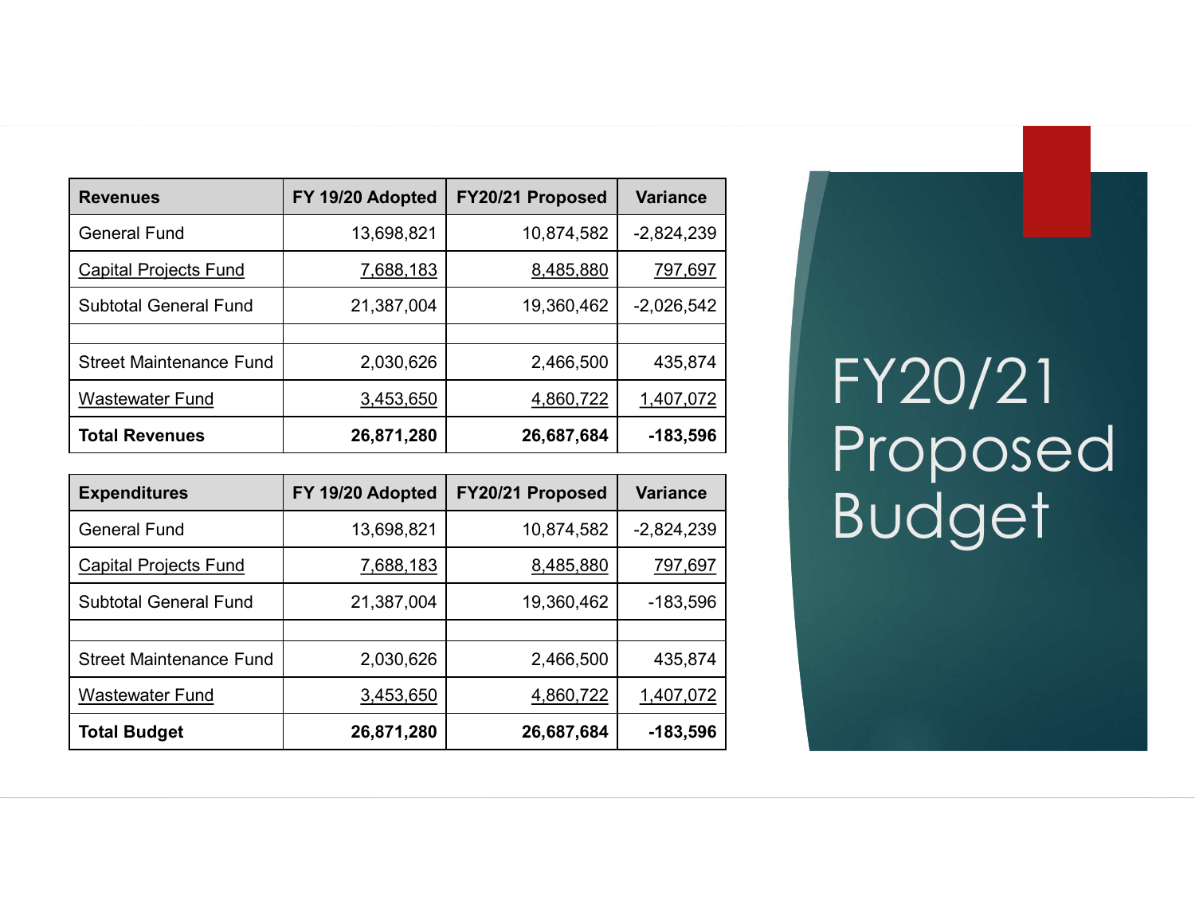# FY20/21 Proposed Budget

| Revenues | FY 19/20 Adopted | FY20/21 Proposed | Variance |
|---|---|---|---|
| General Fund | 13,698,821 | 10,874,582 | -2,824,239 |
| Capital Projects Fund | 7,688,183 | 8,485,880 | 797,697 |
| Subtotal General Fund | 21,387,004 | 19,360,462 | -2,026,542 |
| | | | |
| Street Maintenance Fund | 2,030,626 | 2,466,500 | 435,874 |
| Wastewater Fund | 3,453,650 | 4,860,722 | 1,407,072 |
| **Total Revenues** | **26,871,280** | **26,687,684** | **-183,596** |

| Expenditures | FY 19/20 Adopted | FY20/21 Proposed | Variance |
|---|---|---|---|
| General Fund | 13,698,821 | 10,874,582 | -2,824,239 |
| Capital Projects Fund | 7,688,183 | 8,485,880 | 797,697 |
| Subtotal General Fund | 21,387,004 | 19,360,462 | -183,596 |
| | | | |
| Street Maintenance Fund | 2,030,626 | 2,466,500 | 435,874 |
| Wastewater Fund | 3,453,650 | 4,860,722 | 1,407,072 |
| **Total Budget** | **26,871,280** | **26,687,684** | **-183,596** |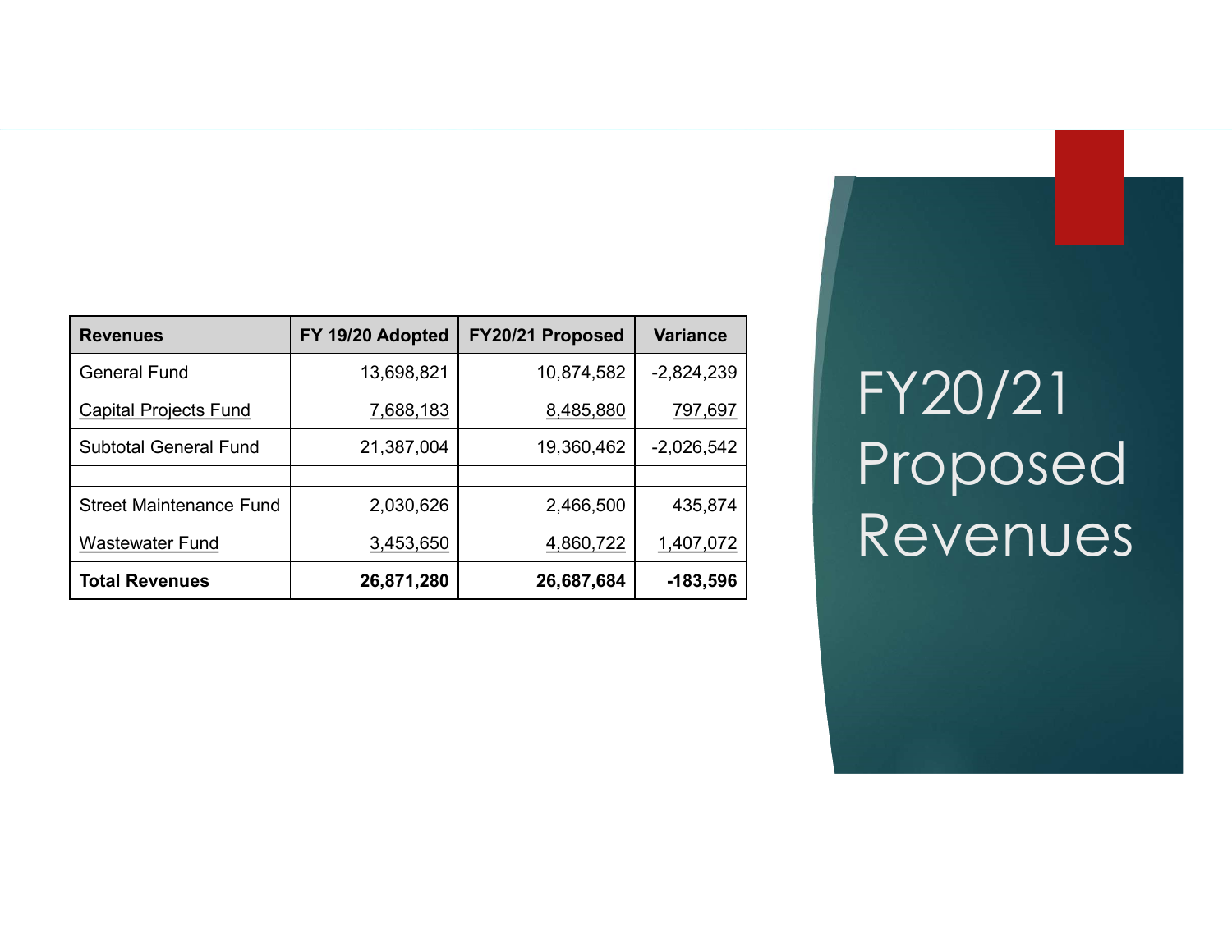# FY20/21 Proposed Revenues

| Revenues | FY 19/20 Adopted | FY20/21 Proposed | Variance |
|---|---|---|---|
| General Fund | 13,698,821 | 10,874,582 | -2,824,239 |
| Capital Projects Fund | 7,688,183 | 8,485,880 | 797,697 |
| Subtotal General Fund | 21,387,004 | 19,360,462 | -2,026,542 |
| | | | |
| Street Maintenance Fund | 2,030,626 | 2,466,500 | 435,874 |
| Wastewater Fund | 3,453,650 | 4,860,722 | 1,407,072 |
| **Total Revenues** | **26,871,280** | **26,687,684** | **-183,596** |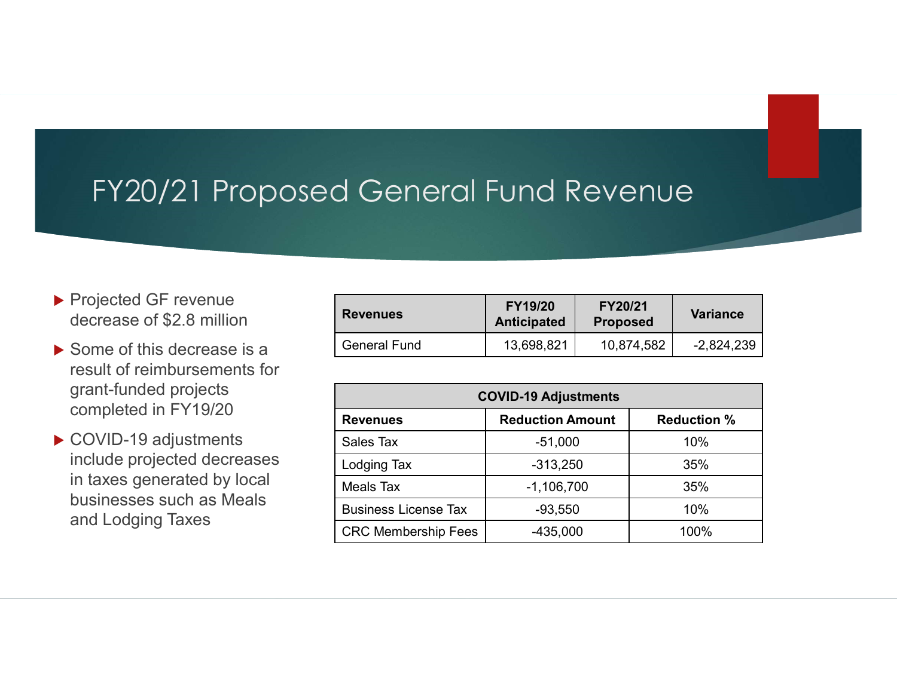# FY20/21 Proposed General Fund Revenue

- Projected GF revenue decrease of $2.8 million
- Some of this decrease is a result of reimbursements for grant-funded projects completed in FY19/20
- COVID-19 adjustments include projected decreases in taxes generated by local businesses such as Meals and Lodging Taxes

| Revenues | FY19/20 Anticipated | FY20/21 Proposed | Variance |
|---|---|---|---|
| General Fund | 13,698,821 | 10,874,582 | -2,824,239 |

| COVID-19 Adjustments | | |
|---|---|---|
| **Revenues** | **Reduction Amount** | **Reduction %** |
| Sales Tax | -51,000 | 10% |
| Lodging Tax | -313,250 | 35% |
| Meals Tax | -1,106,700 | 35% |
| Business License Tax | -93,550 | 10% |
| CRC Membership Fees | -435,000 | 100% |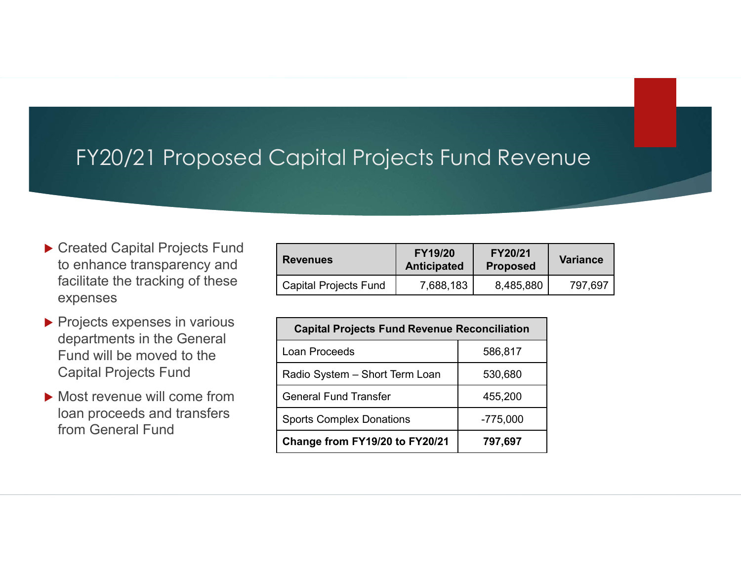# FY20/21 Proposed Capital Projects Fund Revenue

- Created Capital Projects Fund to enhance transparency and facilitate the tracking of these expenses
- Projects expenses in various departments in the General Fund will be moved to the Capital Projects Fund
- Most revenue will come from loan proceeds and transfers from General Fund

| Revenues | FY19/20 Anticipated | FY20/21 Proposed | Variance |
|---|---|---|---|
| Capital Projects Fund | 7,688,183 | 8,485,880 | 797,697 |

| Capital Projects Fund Revenue Reconciliation | |
|---|---|
| Loan Proceeds | 586,817 |
| Radio System – Short Term Loan | 530,680 |
| General Fund Transfer | 455,200 |
| Sports Complex Donations | -775,000 |
| **Change from FY19/20 to FY20/21** | **797,697** |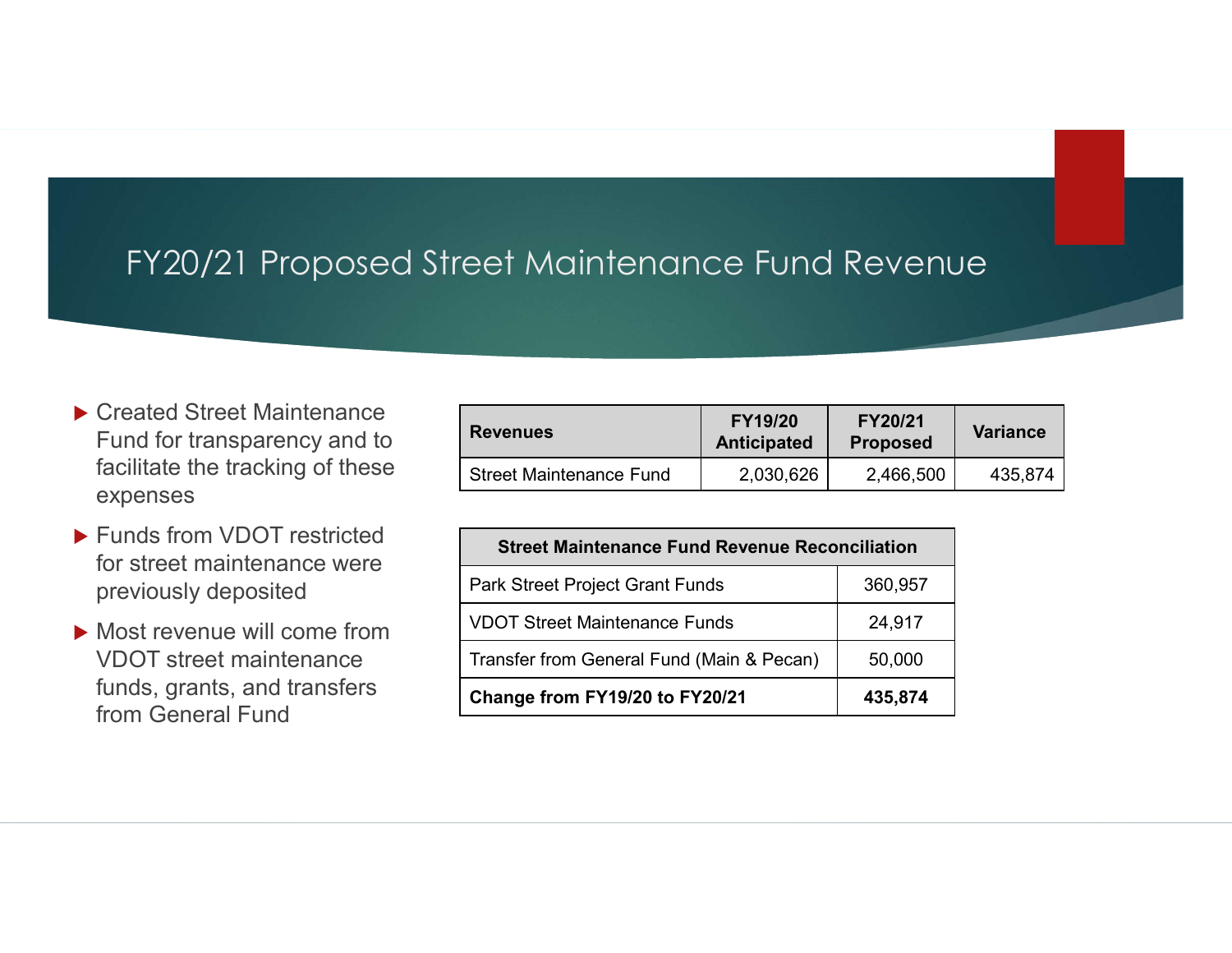# FY20/21 Proposed Street Maintenance Fund Revenue

- Created Street Maintenance Fund for transparency and to facilitate the tracking of these expenses
- Funds from VDOT restricted for street maintenance were previously deposited
- Most revenue will come from VDOT street maintenance funds, grants, and transfers from General Fund

| Revenues | FY19/20 Anticipated | FY20/21 Proposed | Variance |
|---|---|---|---|
| Street Maintenance Fund | 2,030,626 | 2,466,500 | 435,874 |

| Street Maintenance Fund Revenue Reconciliation | |
|---|---|
| Park Street Project Grant Funds | 360,957 |
| VDOT Street Maintenance Funds | 24,917 |
| Transfer from General Fund (Main & Pecan) | 50,000 |
| **Change from FY19/20 to FY20/21** | **435,874** |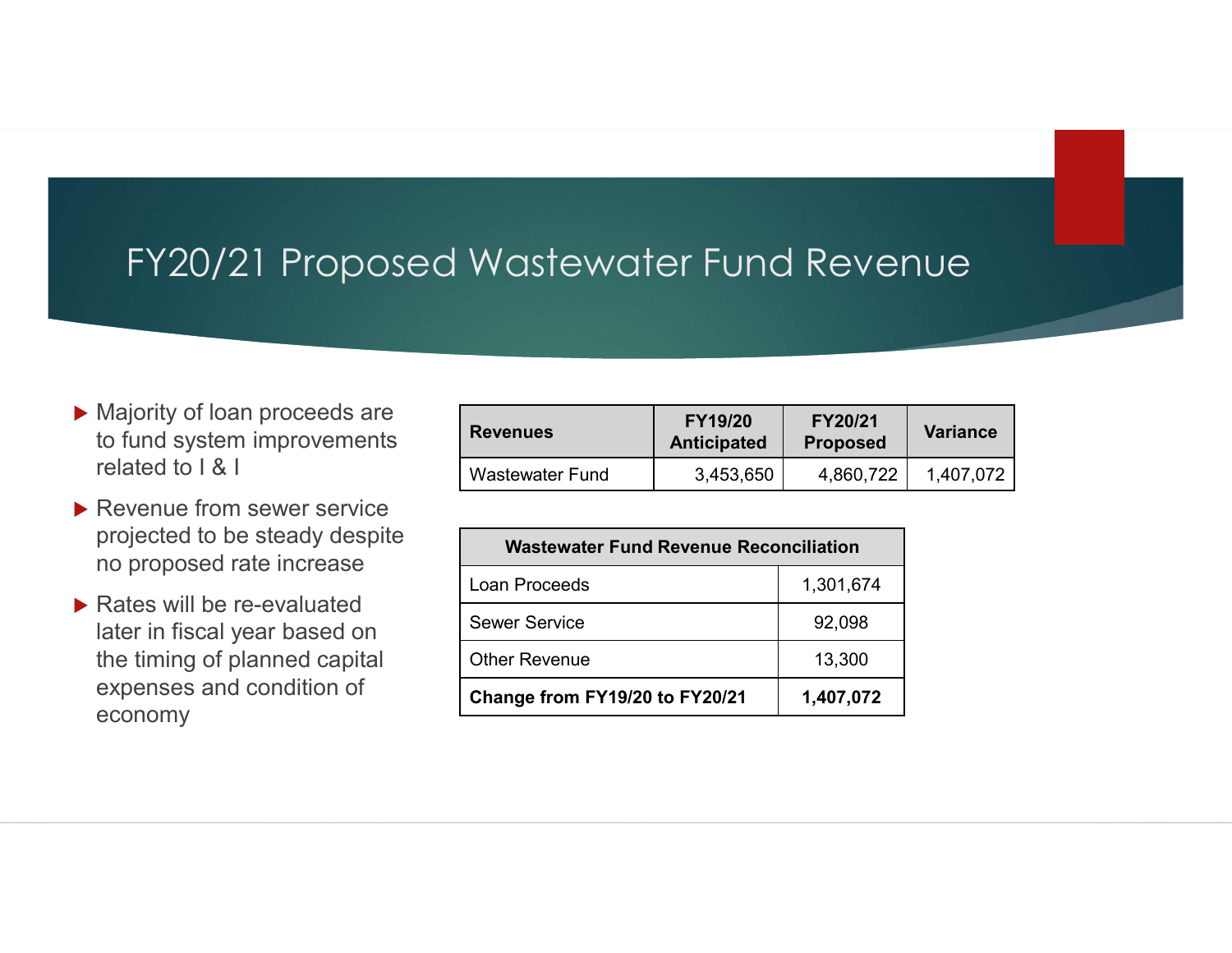# FY20/21 Proposed Wastewater Fund Revenue

- Majority of loan proceeds are to fund system improvements related to I & I
- Revenue from sewer service projected to be steady despite no proposed rate increase
- Rates will be re-evaluated later in fiscal year based on the timing of planned capital expenses and condition of economy

| Revenues | FY19/20 Anticipated | FY20/21 Proposed | Variance |
|---|---|---|---|
| Wastewater Fund | 3,453,650 | 4,860,722 | 1,407,072 |

| Wastewater Fund Revenue Reconciliation | |
|---|---|
| Loan Proceeds | 1,301,674 |
| Sewer Service | 92,098 |
| Other Revenue | 13,300 |
| **Change from FY19/20 to FY20/21** | **1,407,072** |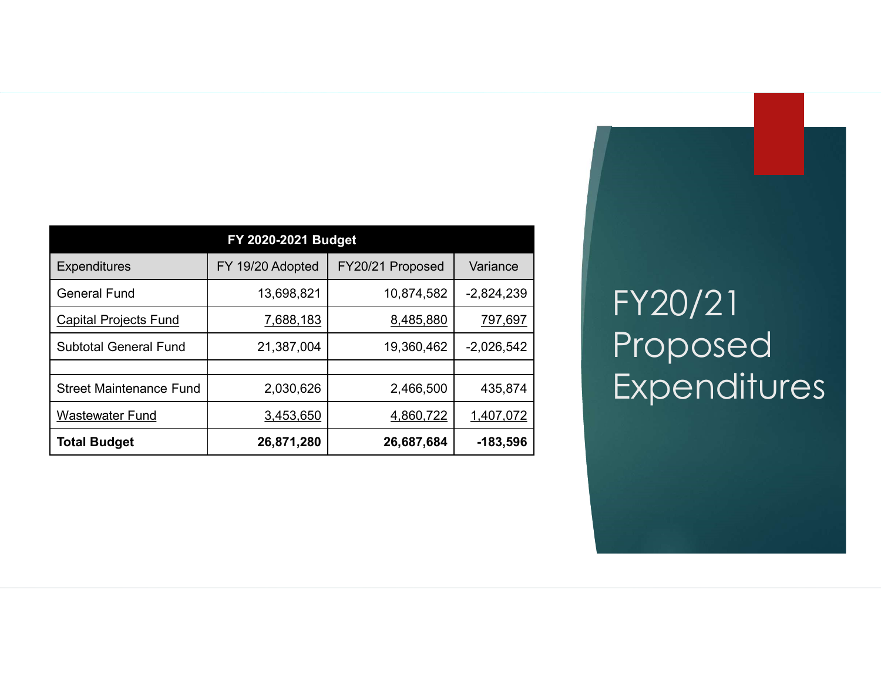# FY20/21 Proposed Expenditures

| FY 2020-2021 Budget | | | |
|---|---|---|---|
| Expenditures | FY 19/20 Adopted | FY20/21 Proposed | Variance |
| General Fund | 13,698,821 | 10,874,582 | -2,824,239 |
| Capital Projects Fund | 7,688,183 | 8,485,880 | 797,697 |
| Subtotal General Fund | 21,387,004 | 19,360,462 | -2,026,542 |
| | | | |
| Street Maintenance Fund | 2,030,626 | 2,466,500 | 435,874 |
| Wastewater Fund | 3,453,650 | 4,860,722 | 1,407,072 |
| **Total Budget** | **26,871,280** | **26,687,684** | **-183,596** |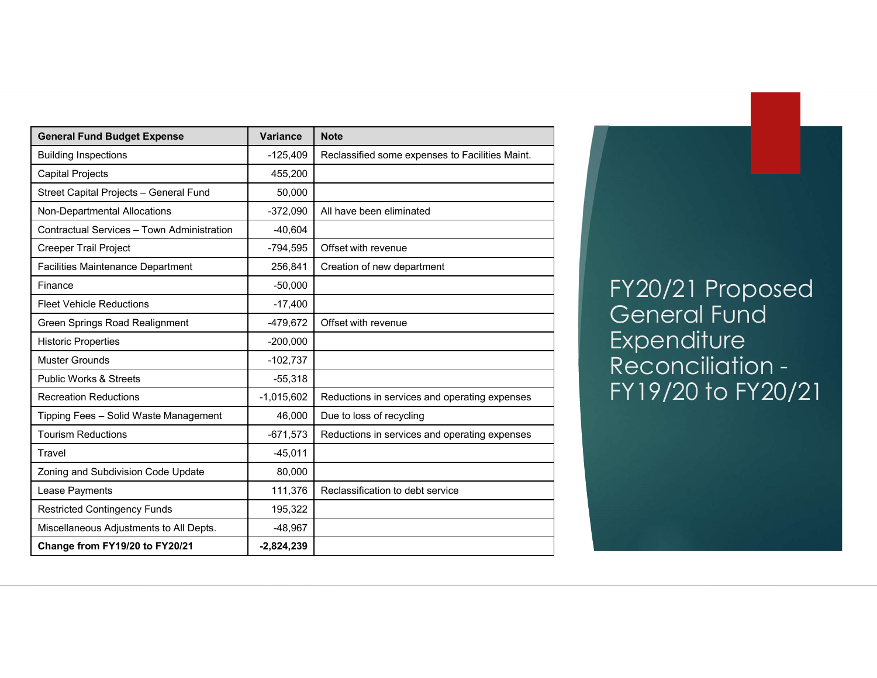# FY20/21 Proposed General Fund Expenditure Reconciliation - FY19/20 to FY20/21

| General Fund Budget Expense | Variance | Note |
|---|---|---|
| Building Inspections | -125,409 | Reclassified some expenses to Facilities Maint. |
| Capital Projects | 455,200 | |
| Street Capital Projects – General Fund | 50,000 | |
| Non-Departmental Allocations | -372,090 | All have been eliminated |
| Contractual Services – Town Administration | -40,604 | |
| Creeper Trail Project | -794,595 | Offset with revenue |
| Facilities Maintenance Department | 256,841 | Creation of new department |
| Finance | -50,000 | |
| Fleet Vehicle Reductions | -17,400 | |
| Green Springs Road Realignment | -479,672 | Offset with revenue |
| Historic Properties | -200,000 | |
| Muster Grounds | -102,737 | |
| Public Works & Streets | -55,318 | |
| Recreation Reductions | -1,015,602 | Reductions in services and operating expenses |
| Tipping Fees – Solid Waste Management | 46,000 | Due to loss of recycling |
| Tourism Reductions | -671,573 | Reductions in services and operating expenses |
| Travel | -45,011 | |
| Zoning and Subdivision Code Update | 80,000 | |
| Lease Payments | 111,376 | Reclassification to debt service |
| Restricted Contingency Funds | 195,322 | |
| Miscellaneous Adjustments to All Depts. | -48,967 | |
| **Change from FY19/20 to FY20/21** | **-2,824,239** | |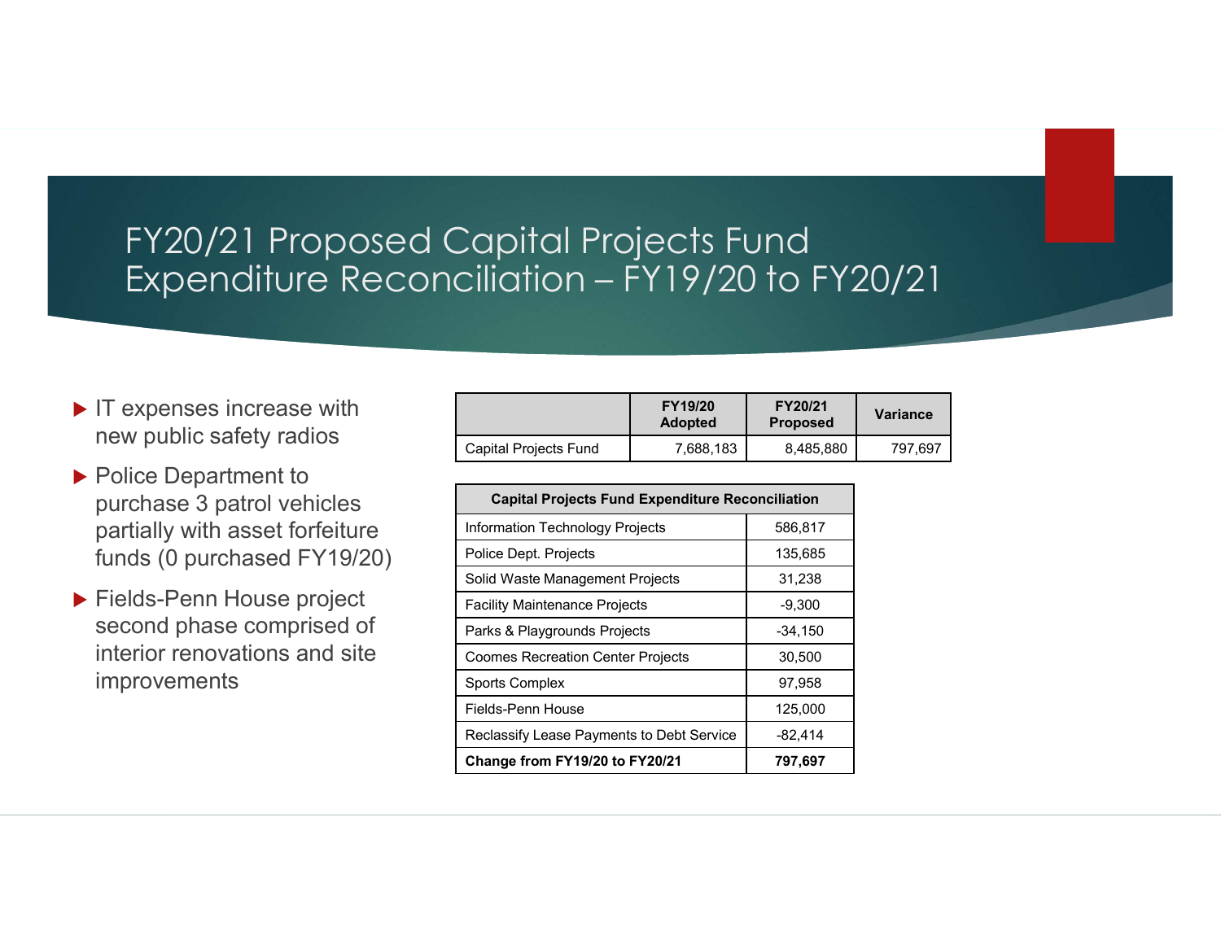# FY20/21 Proposed Capital Projects Fund Expenditure Reconciliation – FY19/20 to FY20/21

- IT expenses increase with new public safety radios
- Police Department to purchase 3 patrol vehicles partially with asset forfeiture funds (0 purchased FY19/20)
- Fields-Penn House project second phase comprised of interior renovations and site improvements

| | FY19/20 Adopted | FY20/21 Proposed | Variance |
|---|---|---|---|
| Capital Projects Fund | 7,688,183 | 8,485,880 | 797,697 |

| **Capital Projects Fund Expenditure Reconciliation** | |
|---|---|
| Information Technology Projects | 586,817 |
| Police Dept. Projects | 135,685 |
| Solid Waste Management Projects | 31,238 |
| Facility Maintenance Projects | -9,300 |
| Parks & Playgrounds Projects | -34,150 |
| Coomes Recreation Center Projects | 30,500 |
| Sports Complex | 97,958 |
| Fields-Penn House | 125,000 |
| Reclassify Lease Payments to Debt Service | -82,414 |
| **Change from FY19/20 to FY20/21** | **797,697** |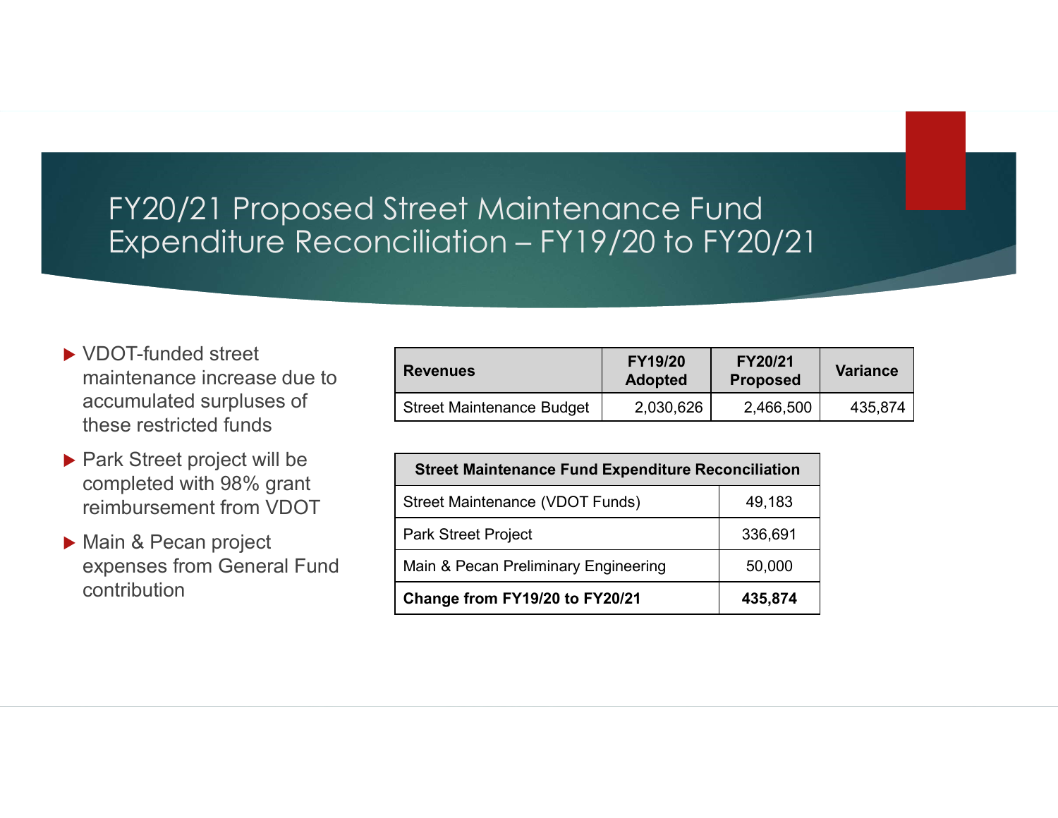# FY20/21 Proposed Street Maintenance Fund Expenditure Reconciliation – FY19/20 to FY20/21

- VDOT-funded street maintenance increase due to accumulated surpluses of these restricted funds
- Park Street project will be completed with 98% grant reimbursement from VDOT
- Main & Pecan project expenses from General Fund contribution

| Revenues | FY19/20 Adopted | FY20/21 Proposed | Variance |
|---|---|---|---|
| Street Maintenance Budget | 2,030,626 | 2,466,500 | 435,874 |

| Street Maintenance Fund Expenditure Reconciliation | |
|---|---|
| Street Maintenance (VDOT Funds) | 49,183 |
| Park Street Project | 336,691 |
| Main & Pecan Preliminary Engineering | 50,000 |
| **Change from FY19/20 to FY20/21** | **435,874** |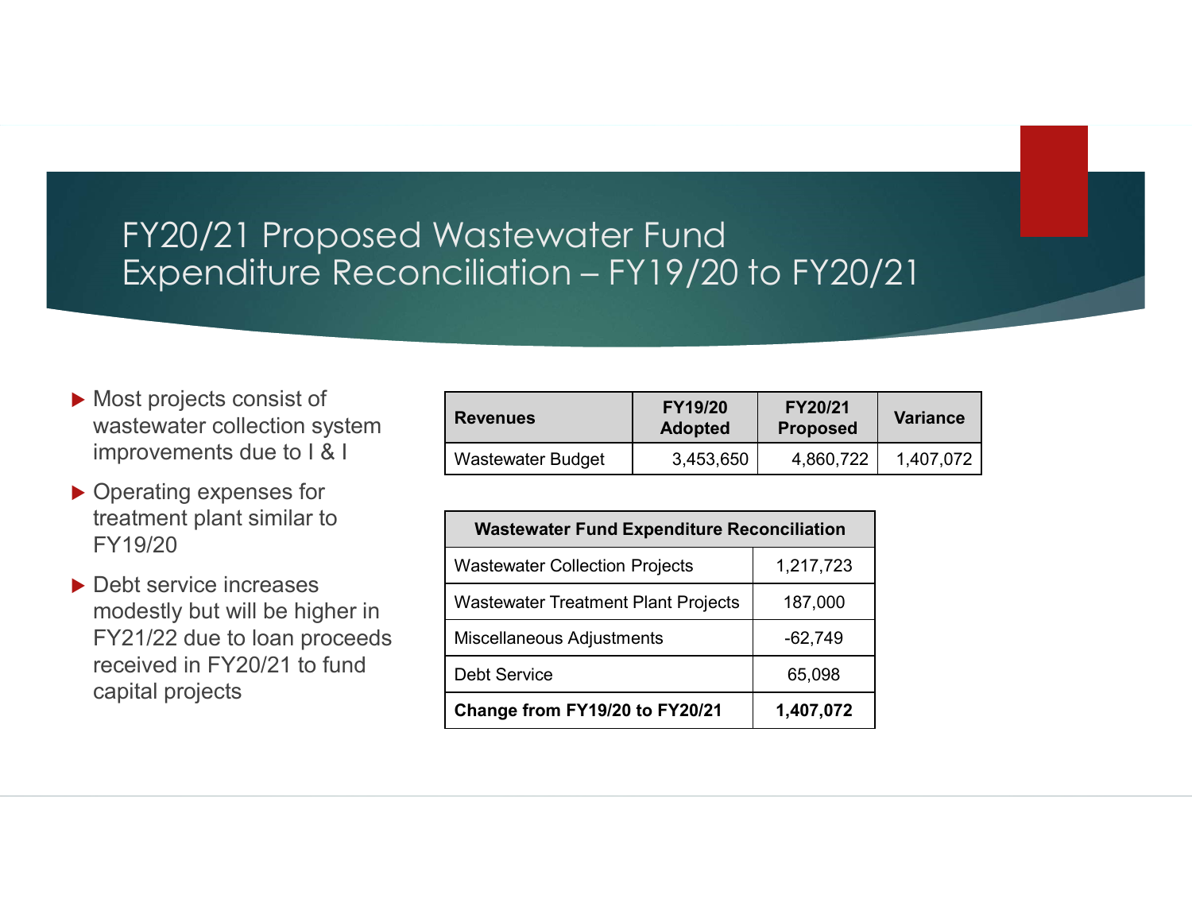# FY20/21 Proposed Wastewater Fund Expenditure Reconciliation – FY19/20 to FY20/21

- Most projects consist of wastewater collection system improvements due to I & I
- Operating expenses for treatment plant similar to FY19/20
- Debt service increases modestly but will be higher in FY21/22 due to loan proceeds received in FY20/21 to fund capital projects

| Revenues | FY19/20 Adopted | FY20/21 Proposed | Variance |
|---|---|---|---|
| Wastewater Budget | 3,453,650 | 4,860,722 | 1,407,072 |

| Wastewater Fund Expenditure Reconciliation | |
|---|---|
| Wastewater Collection Projects | 1,217,723 |
| Wastewater Treatment Plant Projects | 187,000 |
| Miscellaneous Adjustments | -62,749 |
| Debt Service | 65,098 |
| **Change from FY19/20 to FY20/21** | **1,407,072** |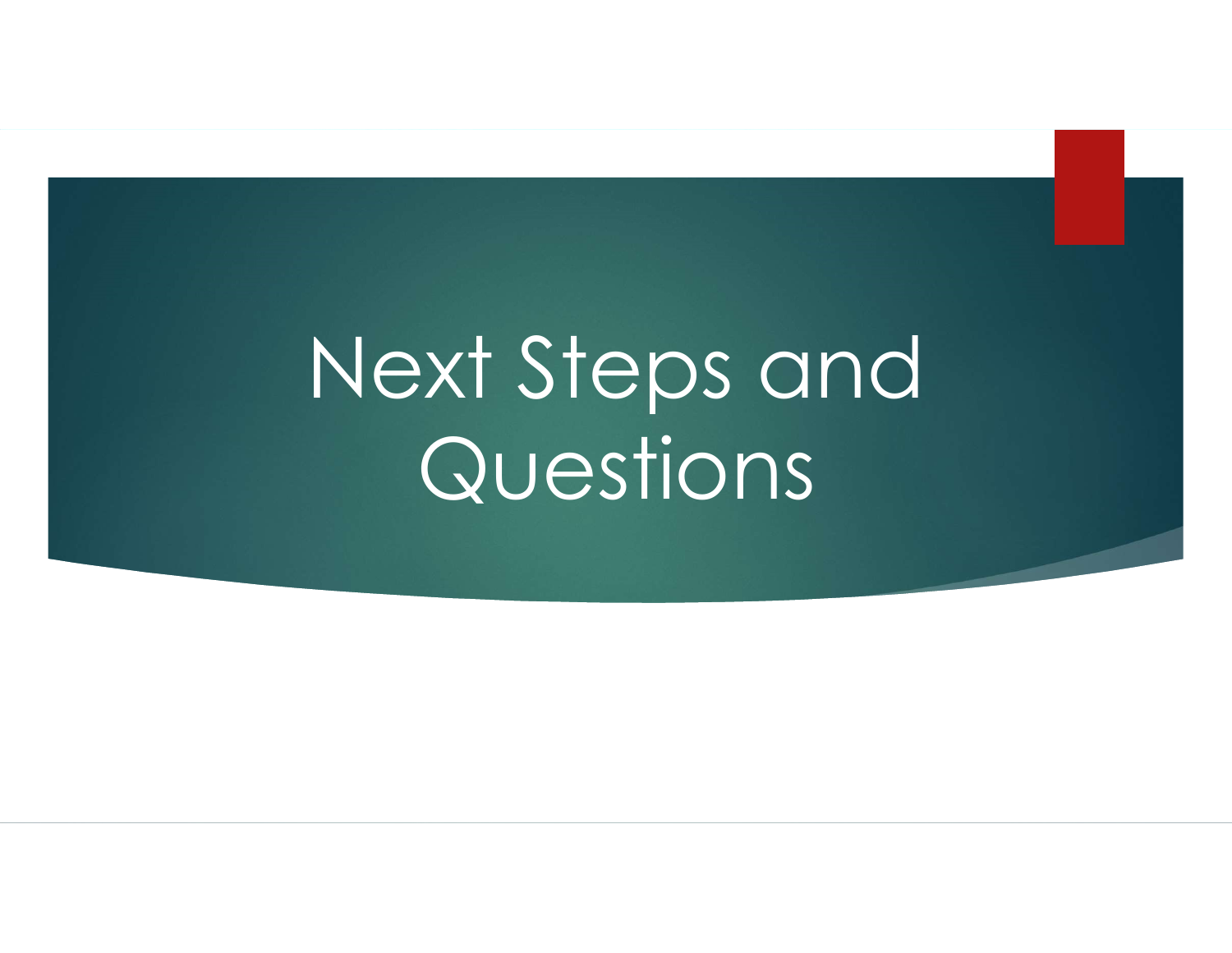# Next Steps and Questions